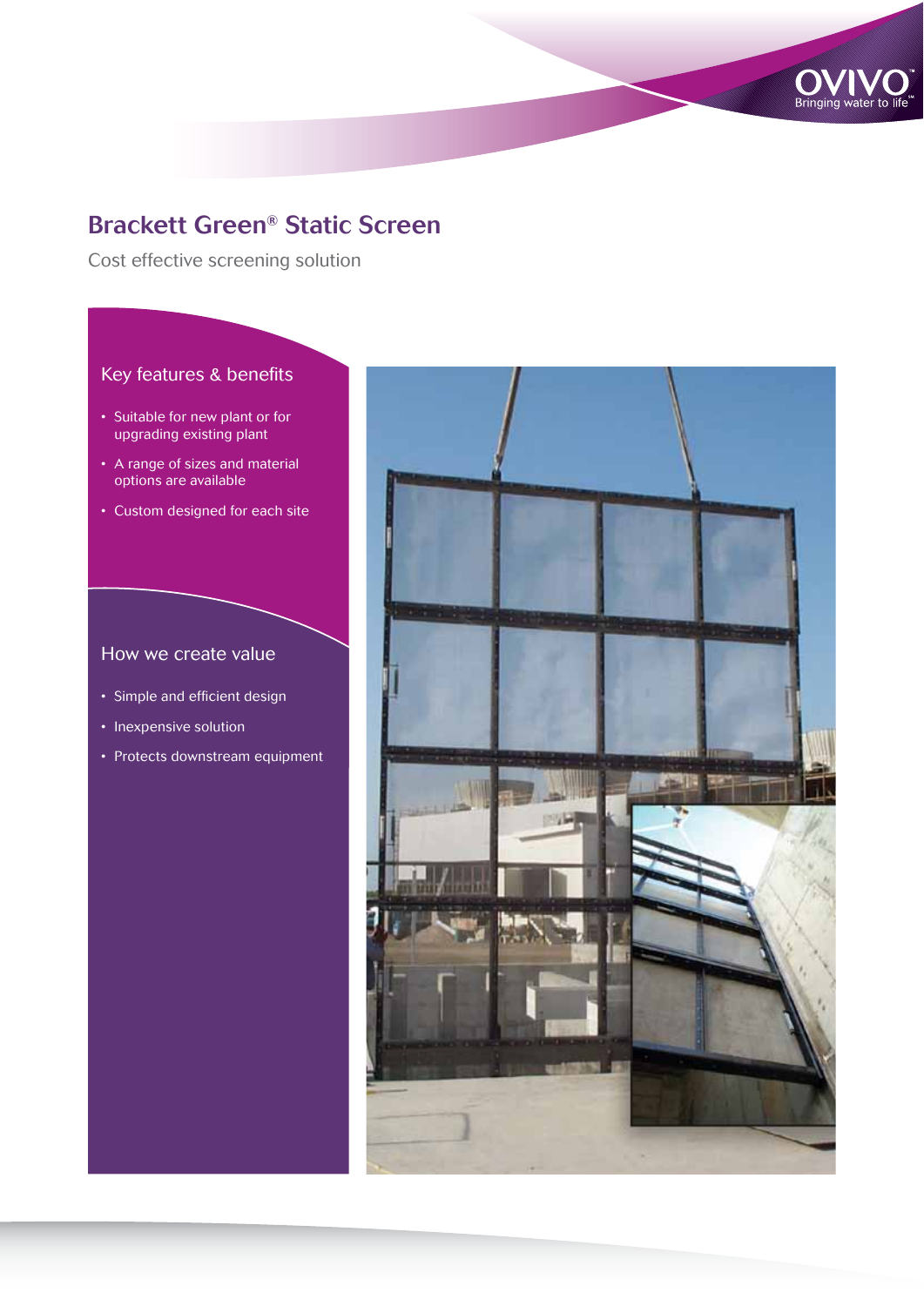# Brackett Green® Static Screen

Cost effective screening solution

## Key features & benefits

- Suitable for new plant or for upgrading existing plant
- A range of sizes and material options are available
- Custom designed for each site

## How we create value

- Simple and efficient design
- Inexpensive solution
- Protects downstream equipment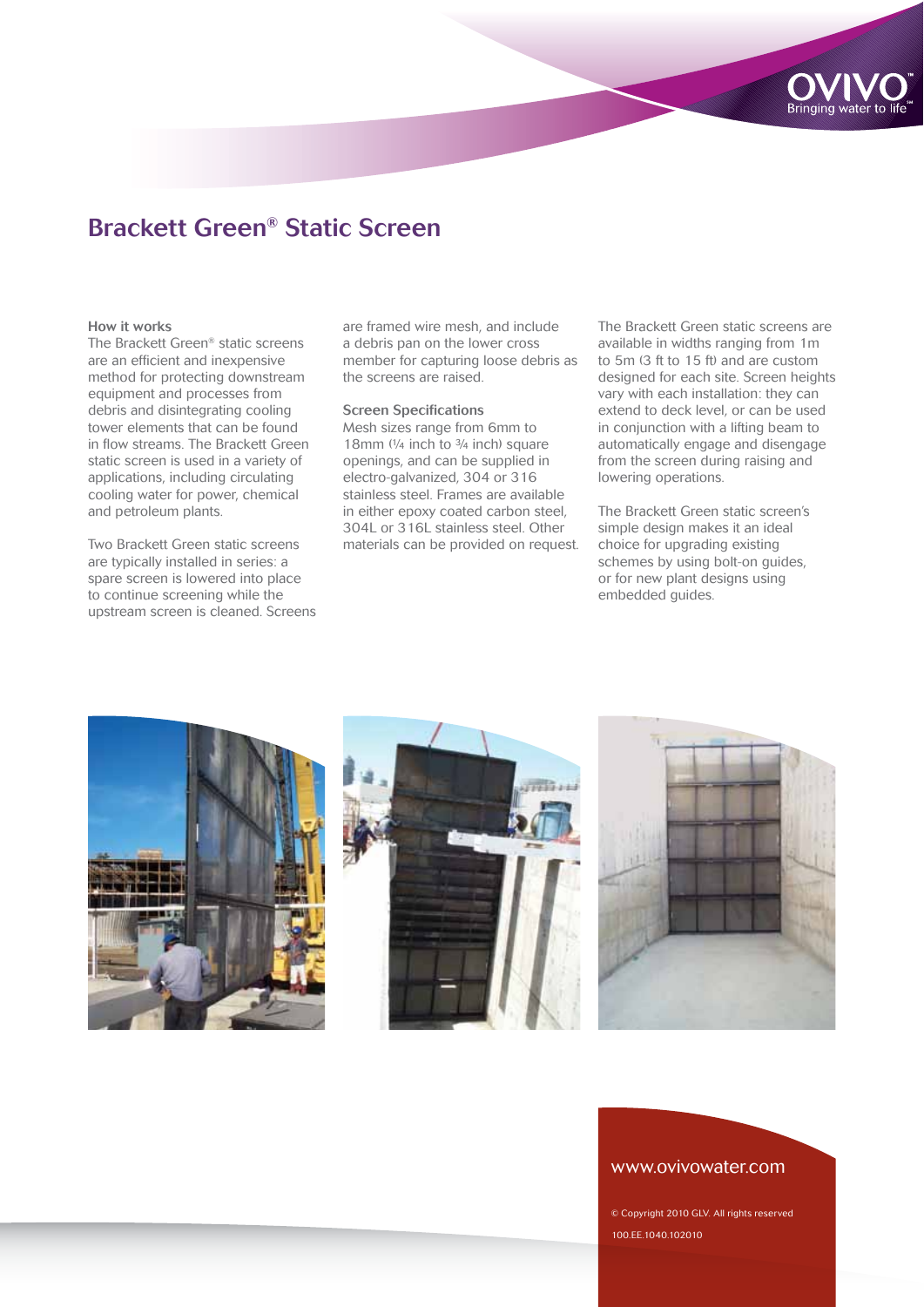# Brackett Green® Static Screen

**How it works**
The Brackett Green® static screens are an efficient and inexpensive method for protecting downstream equipment and processes from debris and disintegrating cooling tower elements that can be found in flow streams. The Brackett Green static screen is used in a variety of applications, including circulating cooling water for power, chemical and petroleum plants.

Two Brackett Green static screens are typically installed in series: a spare screen is lowered into place to continue screening while the upstream screen is cleaned. Screens are framed wire mesh, and include a debris pan on the lower cross member for capturing loose debris as the screens are raised.

**Screen Specifications**
Mesh sizes range from 6mm to 18mm (¼ inch to ¾ inch) square openings, and can be supplied in electro-galvanized, 304 or 316 stainless steel. Frames are available in either epoxy coated carbon steel, 304L or 316L stainless steel. Other materials can be provided on request.

The Brackett Green static screens are available in widths ranging from 1m to 5m (3 ft to 15 ft) and are custom designed for each site. Screen heights vary with each installation: they can extend to deck level, or can be used in conjunction with a lifting beam to automatically engage and disengage from the screen during raising and lowering operations.

The Brackett Green static screen's simple design makes it an ideal choice for upgrading existing schemes by using bolt-on guides, or for new plant designs using embedded guides.

www.ovivowater.com

© Copyright 2010 GLV. All rights reserved

100.EE.1040.102010